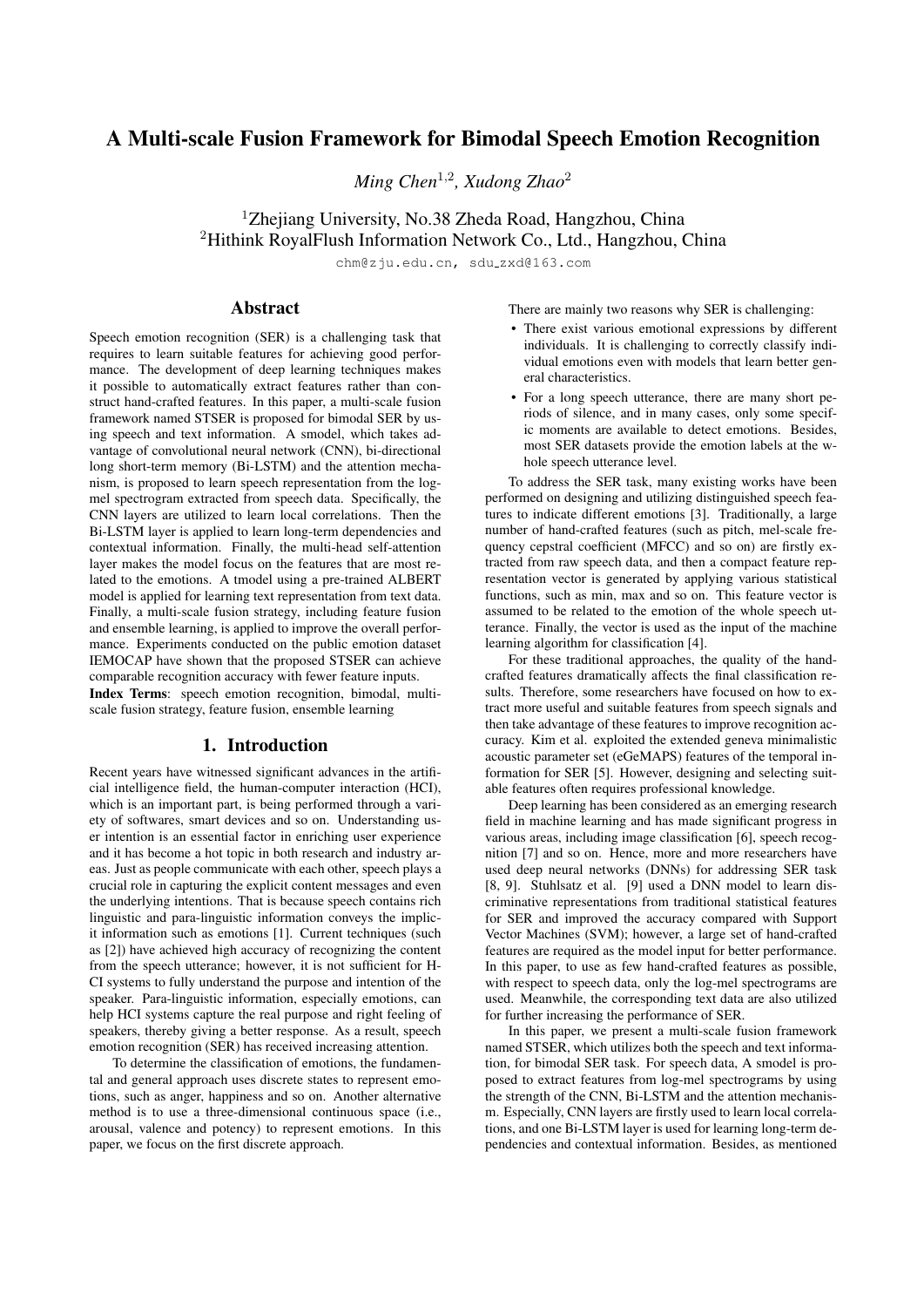# A Multi-scale Fusion Framework for Bimodal Speech Emotion Recognition

*Ming Chen*[1,2], *Xudong Zhao*[2]

[1]Zhejiang University, No.38 Zheda Road, Hangzhou, China
[2]Hithink RoyalFlush Information Network Co., Ltd., Hangzhou, China

chm@zju.edu.cn, sdu_zxd@163.com

## Abstract

Speech emotion recognition (SER) is a challenging task that requires to learn suitable features for achieving good performance. The development of deep learning techniques makes it possible to automatically extract features rather than construct hand-crafted features. In this paper, a multi-scale fusion framework named STSER is proposed for bimodal SER by using speech and text information. A smodel, which takes advantage of convolutional neural network (CNN), bi-directional long short-term memory (Bi-LSTM) and the attention mechanism, is proposed to learn speech representation from the log-mel spectrogram extracted from speech data. Specifically, the CNN layers are utilized to learn local correlations. Then the Bi-LSTM layer is applied to learn long-term dependencies and contextual information. Finally, the multi-head self-attention layer makes the model focus on the features that are most related to the emotions. A tmodel using a pre-trained ALBERT model is applied for learning text representation from text data. Finally, a multi-scale fusion strategy, including feature fusion and ensemble learning, is applied to improve the overall performance. Experiments conducted on the public emotion dataset IEMOCAP have shown that the proposed STSER can achieve comparable recognition accuracy with fewer feature inputs.

**Index Terms**: speech emotion recognition, bimodal, multi-scale fusion strategy, feature fusion, ensemble learning

## 1. Introduction

Recent years have witnessed significant advances in the artificial intelligence field, the human-computer interaction (HCI), which is an important part, is being performed through a variety of softwares, smart devices and so on. Understanding user intention is an essential factor in enriching user experience and it has become a hot topic in both research and industry areas. Just as people communicate with each other, speech plays a crucial role in capturing the explicit content messages and even the underlying intentions. That is because speech contains rich linguistic and para-linguistic information conveys the implicit information such as emotions [1]. Current techniques (such as [2]) have achieved high accuracy of recognizing the content from the speech utterance; however, it is not sufficient for HCI systems to fully understand the purpose and intention of the speaker. Para-linguistic information, especially emotions, can help HCI systems capture the real purpose and right feeling of speakers, thereby giving a better response. As a result, speech emotion recognition (SER) has received increasing attention.

To determine the classification of emotions, the fundamental and general approach uses discrete states to represent emotions, such as anger, happiness and so on. Another alternative method is to use a three-dimensional continuous space (i.e., arousal, valence and potency) to represent emotions. In this paper, we focus on the first discrete approach.

There are mainly two reasons why SER is challenging:

- There exist various emotional expressions by different individuals. It is challenging to correctly classify individual emotions even with models that learn better general characteristics.
- For a long speech utterance, there are many short periods of silence, and in many cases, only some specific moments are available to detect emotions. Besides, most SER datasets provide the emotion labels at the whole speech utterance level.

To address the SER task, many existing works have been performed on designing and utilizing distinguished speech features to indicate different emotions [3]. Traditionally, a large number of hand-crafted features (such as pitch, mel-scale frequency cepstral coefficient (MFCC) and so on) are firstly extracted from raw speech data, and then a compact feature representation vector is generated by applying various statistical functions, such as min, max and so on. This feature vector is assumed to be related to the emotion of the whole speech utterance. Finally, the vector is used as the input of the machine learning algorithm for classification [4].

For these traditional approaches, the quality of the hand-crafted features dramatically affects the final classification results. Therefore, some researchers have focused on how to extract more useful and suitable features from speech signals and then take advantage of these features to improve recognition accuracy. Kim et al. exploited the extended geneva minimalistic acoustic parameter set (eGeMAPS) features of the temporal information for SER [5]. However, designing and selecting suitable features often requires professional knowledge.

Deep learning has been considered as an emerging research field in machine learning and has made significant progress in various areas, including image classification [6], speech recognition [7] and so on. Hence, more and more researchers have used deep neural networks (DNNs) for addressing SER task [8, 9]. Stuhlsatz et al. [9] used a DNN model to learn discriminative representations from traditional statistical features for SER and improved the accuracy compared with Support Vector Machines (SVM); however, a large set of hand-crafted features are required as the model input for better performance. In this paper, to use as few hand-crafted features as possible, with respect to speech data, only the log-mel spectrograms are used. Meanwhile, the corresponding text data are also utilized for further increasing the performance of SER.

In this paper, we present a multi-scale fusion framework named STSER, which utilizes both the speech and text information, for bimodal SER task. For speech data, A smodel is proposed to extract features from log-mel spectrograms by using the strength of the CNN, Bi-LSTM and the attention mechanism. Especially, CNN layers are firstly used to learn local correlations, and one Bi-LSTM layer is used for learning long-term dependencies and contextual information. Besides, as mentioned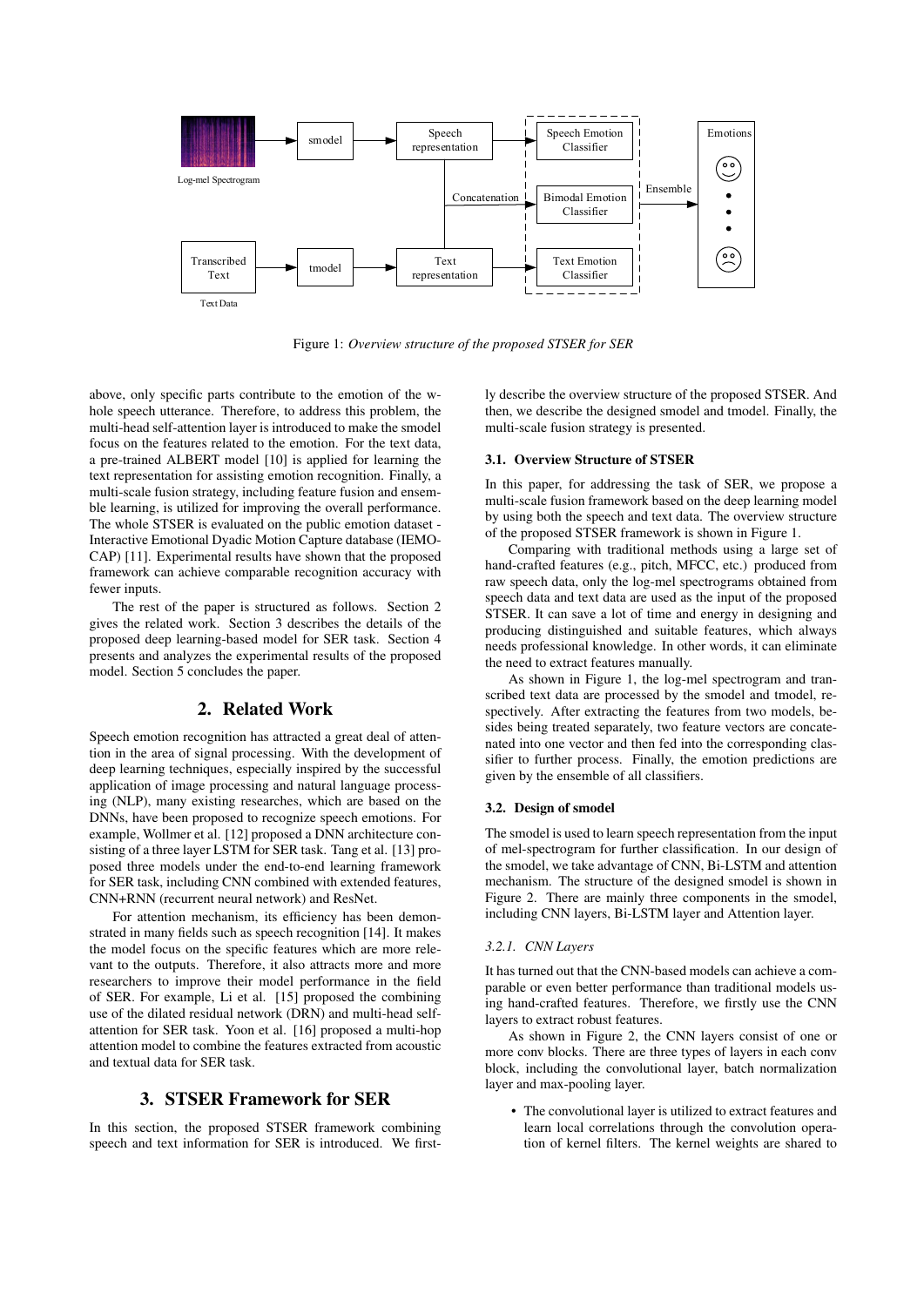Figure 1: *Overview structure of the proposed STSER for SER*

above, only specific parts contribute to the emotion of the whole speech utterance. Therefore, to address this problem, the multi-head self-attention layer is introduced to make the smodel focus on the features related to the emotion. For the text data, a pre-trained ALBERT model [10] is applied for learning the text representation for assisting emotion recognition. Finally, a multi-scale fusion strategy, including feature fusion and ensemble learning, is utilized for improving the overall performance. The whole STSER is evaluated on the public emotion dataset - Interactive Emotional Dyadic Motion Capture database (IEMOCAP) [11]. Experimental results have shown that the proposed framework can achieve comparable recognition accuracy with fewer inputs.

The rest of the paper is structured as follows. Section 2 gives the related work. Section 3 describes the details of the proposed deep learning-based model for SER task. Section 4 presents and analyzes the experimental results of the proposed model. Section 5 concludes the paper.

## 2. Related Work

Speech emotion recognition has attracted a great deal of attention in the area of signal processing. With the development of deep learning techniques, especially inspired by the successful application of image processing and natural language processing (NLP), many existing researches, which are based on the DNNs, have been proposed to recognize speech emotions. For example, Wollmer et al. [12] proposed a DNN architecture consisting of a three layer LSTM for SER task. Tang et al. [13] proposed three models under the end-to-end learning framework for SER task, including CNN combined with extended features, CNN+RNN (recurrent neural network) and ResNet.

For attention mechanism, its efficiency has been demonstrated in many fields such as speech recognition [14]. It makes the model focus on the specific features which are more relevant to the outputs. Therefore, it also attracts more and more researchers to improve their model performance in the field of SER. For example, Li et al. [15] proposed the combining use of the dilated residual network (DRN) and multi-head self-attention for SER task. Yoon et al. [16] proposed a multi-hop attention model to combine the features extracted from acoustic and textual data for SER task.

## 3. STSER Framework for SER

In this section, the proposed STSER framework combining speech and text information for SER is introduced. We firstly describe the overview structure of the proposed STSER. And then, we describe the designed smodel and tmodel. Finally, the multi-scale fusion strategy is presented.

### 3.1. Overview Structure of STSER

In this paper, for addressing the task of SER, we propose a multi-scale fusion framework based on the deep learning model by using both the speech and text data. The overview structure of the proposed STSER framework is shown in Figure 1.

Comparing with traditional methods using a large set of hand-crafted features (e.g., pitch, MFCC, etc.) produced from raw speech data, only the log-mel spectrograms obtained from speech data and text data are used as the input of the proposed STSER. It can save a lot of time and energy in designing and producing distinguished and suitable features, which always needs professional knowledge. In other words, it can eliminate the need to extract features manually.

As shown in Figure 1, the log-mel spectrogram and transcribed text data are processed by the smodel and tmodel, respectively. After extracting the features from two models, besides being treated separately, two feature vectors are concatenated into one vector and then fed into the corresponding classifier to further process. Finally, the emotion predictions are given by the ensemble of all classifiers.

### 3.2. Design of smodel

The smodel is used to learn speech representation from the input of mel-spectrogram for further classification. In our design of the smodel, we take advantage of CNN, Bi-LSTM and attention mechanism. The structure of the designed smodel is shown in Figure 2. There are mainly three components in the smodel, including CNN layers, Bi-LSTM layer and Attention layer.

#### *3.2.1. CNN Layers*

It has turned out that the CNN-based models can achieve a comparable or even better performance than traditional models using hand-crafted features. Therefore, we firstly use the CNN layers to extract robust features.

As shown in Figure 2, the CNN layers consist of one or more conv blocks. There are three types of layers in each conv block, including the convolutional layer, batch normalization layer and max-pooling layer.

- The convolutional layer is utilized to extract features and learn local correlations through the convolution operation of kernel filters. The kernel weights are shared to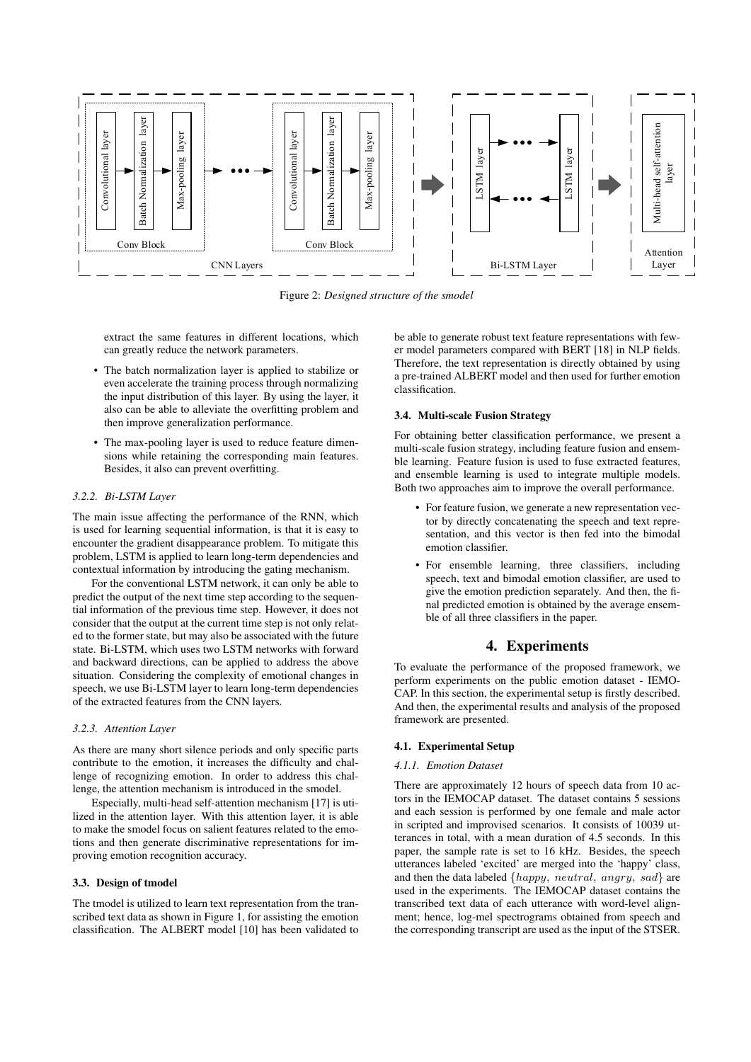Figure 2: *Designed structure of the smodel*

extract the same features in different locations, which can greatly reduce the network parameters.

- The batch normalization layer is applied to stabilize or even accelerate the training process through normalizing the input distribution of this layer. By using the layer, it also can be able to alleviate the overfitting problem and then improve generalization performance.
- The max-pooling layer is used to reduce feature dimensions while retaining the corresponding main features. Besides, it also can prevent overfitting.

#### *3.2.2. Bi-LSTM Layer*

The main issue affecting the performance of the RNN, which is used for learning sequential information, is that it is easy to encounter the gradient disappearance problem. To mitigate this problem, LSTM is applied to learn long-term dependencies and contextual information by introducing the gating mechanism.

For the conventional LSTM network, it can only be able to predict the output of the next time step according to the sequential information of the previous time step. However, it does not consider that the output at the current time step is not only related to the former state, but may also be associated with the future state. Bi-LSTM, which uses two LSTM networks with forward and backward directions, can be applied to address the above situation. Considering the complexity of emotional changes in speech, we use Bi-LSTM layer to learn long-term dependencies of the extracted features from the CNN layers.

#### *3.2.3. Attention Layer*

As there are many short silence periods and only specific parts contribute to the emotion, it increases the difficulty and challenge of recognizing emotion. In order to address this challenge, the attention mechanism is introduced in the smodel.

Especially, multi-head self-attention mechanism [17] is utilized in the attention layer. With this attention layer, it is able to make the smodel focus on salient features related to the emotions and then generate discriminative representations for improving emotion recognition accuracy.

### 3.3. Design of tmodel

The tmodel is utilized to learn text representation from the transcribed text data as shown in Figure 1, for assisting the emotion classification. The ALBERT model [10] has been validated to be able to generate robust text feature representations with fewer model parameters compared with BERT [18] in NLP fields. Therefore, the text representation is directly obtained by using a pre-trained ALBERT model and then used for further emotion classification.

### 3.4. Multi-scale Fusion Strategy

For obtaining better classification performance, we present a multi-scale fusion strategy, including feature fusion and ensemble learning. Feature fusion is used to fuse extracted features, and ensemble learning is used to integrate multiple models. Both two approaches aim to improve the overall performance.

- For feature fusion, we generate a new representation vector by directly concatenating the speech and text representation, and this vector is then fed into the bimodal emotion classifier.
- For ensemble learning, three classifiers, including speech, text and bimodal emotion classifier, are used to give the emotion prediction separately. And then, the final predicted emotion is obtained by the average ensemble of all three classifiers in the paper.

## 4. Experiments

To evaluate the performance of the proposed framework, we perform experiments on the public emotion dataset - IEMOCAP. In this section, the experimental setup is firstly described. And then, the experimental results and analysis of the proposed framework are presented.

### 4.1. Experimental Setup

#### *4.1.1. Emotion Dataset*

There are approximately 12 hours of speech data from 10 actors in the IEMOCAP dataset. The dataset contains 5 sessions and each session is performed by one female and male actor in scripted and improvised scenarios. It consists of 10039 utterances in total, with a mean duration of 4.5 seconds. In this paper, the sample rate is set to 16 kHz. Besides, the speech utterances labeled 'excited' are merged into the 'happy' class, and then the data labeled $\{happy,\ neutral,\ angry,\ sad\}$ are used in the experiments. The IEMOCAP dataset contains the transcribed text data of each utterance with word-level alignment; hence, log-mel spectrograms obtained from speech and the corresponding transcript are used as the input of the STSER.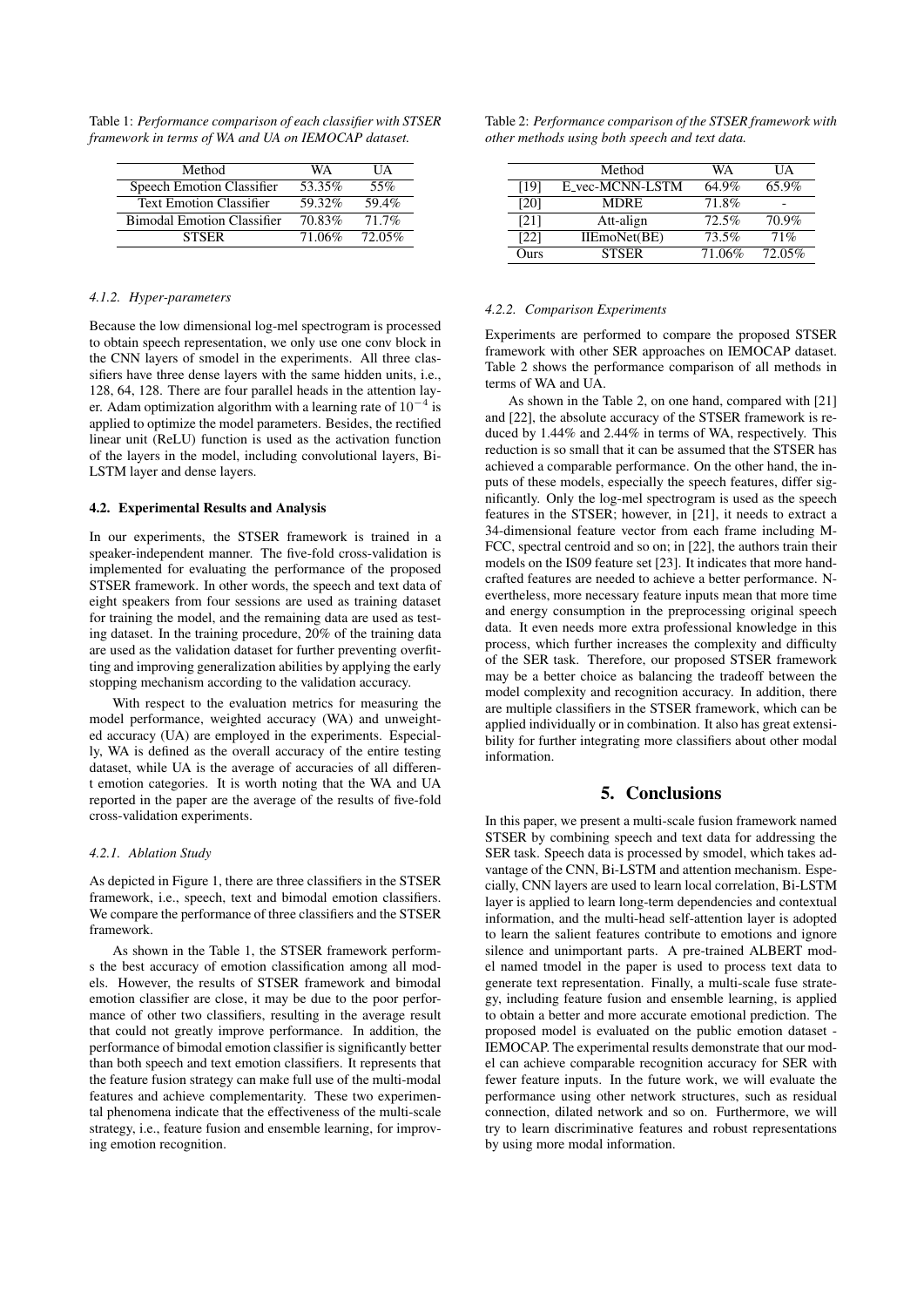Table 1: *Performance comparison of each classifier with STSER framework in terms of WA and UA on IEMOCAP dataset.*

| Method | WA | UA |
|---|---|---|
| Speech Emotion Classifier | 53.35% | 55% |
| Text Emotion Classifier | 59.32% | 59.4% |
| Bimodal Emotion Classifier | 70.83% | 71.7% |
| STSER | 71.06% | 72.05% |

#### *4.1.2. Hyper-parameters*

Because the low dimensional log-mel spectrogram is processed to obtain speech representation, we only use one conv block in the CNN layers of smodel in the experiments. All three classifiers have three dense layers with the same hidden units, i.e., 128, 64, 128. There are four parallel heads in the attention layer. Adam optimization algorithm with a learning rate of $10^{-4}$ is applied to optimize the model parameters. Besides, the rectified linear unit (ReLU) function is used as the activation function of the layers in the model, including convolutional layers, Bi-LSTM layer and dense layers.

### 4.2. Experimental Results and Analysis

In our experiments, the STSER framework is trained in a speaker-independent manner. The five-fold cross-validation is implemented for evaluating the performance of the proposed STSER framework. In other words, the speech and text data of eight speakers from four sessions are used as training dataset for training the model, and the remaining data are used as testing dataset. In the training procedure, 20% of the training data are used as the validation dataset for further preventing overfitting and improving generalization abilities by applying the early stopping mechanism according to the validation accuracy.

With respect to the evaluation metrics for measuring the model performance, weighted accuracy (WA) and unweighted accuracy (UA) are employed in the experiments. Especially, WA is defined as the overall accuracy of the entire testing dataset, while UA is the average of accuracies of all different emotion categories. It is worth noting that the WA and UA reported in the paper are the average of the results of five-fold cross-validation experiments.

#### *4.2.1. Ablation Study*

As depicted in Figure 1, there are three classifiers in the STSER framework, i.e., speech, text and bimodal emotion classifiers. We compare the performance of three classifiers and the STSER framework.

As shown in the Table 1, the STSER framework performs the best accuracy of emotion classification among all models. However, the results of STSER framework and bimodal emotion classifier are close, it may be due to the poor performance of other two classifiers, resulting in the average result that could not greatly improve performance. In addition, the performance of bimodal emotion classifier is significantly better than both speech and text emotion classifiers. It represents that the feature fusion strategy can make full use of the multi-modal features and achieve complementarity. These two experimental phenomena indicate that the effectiveness of the multi-scale strategy, i.e., feature fusion and ensemble learning, for improving emotion recognition.

Table 2: *Performance comparison of the STSER framework with other methods using both speech and text data.*

| | Method | WA | UA |
|---|---|---|---|
| [19] | E_vec-MCNN-LSTM | 64.9% | 65.9% |
| [20] | MDRE | 71.8% | - |
| [21] | Att-align | 72.5% | 70.9% |
| [22] | IIEmoNet(BE) | 73.5% | 71% |
| Ours | STSER | 71.06% | 72.05% |

#### *4.2.2. Comparison Experiments*

Experiments are performed to compare the proposed STSER framework with other SER approaches on IEMOCAP dataset. Table 2 shows the performance comparison of all methods in terms of WA and UA.

As shown in the Table 2, on one hand, compared with [21] and [22], the absolute accuracy of the STSER framework is reduced by 1.44% and 2.44% in terms of WA, respectively. This reduction is so small that it can be assumed that the STSER has achieved a comparable performance. On the other hand, the inputs of these models, especially the speech features, differ significantly. Only the log-mel spectrogram is used as the speech features in the STSER; however, in [21], it needs to extract a 34-dimensional feature vector from each frame including MFCC, spectral centroid and so on; in [22], the authors train their models on the IS09 feature set [23]. It indicates that more handcrafted features are needed to achieve a better performance. Nevertheless, more necessary feature inputs mean that more time and energy consumption in the preprocessing original speech data. It even needs more extra professional knowledge in this process, which further increases the complexity and difficulty of the SER task. Therefore, our proposed STSER framework may be a better choice as balancing the tradeoff between the model complexity and recognition accuracy. In addition, there are multiple classifiers in the STSER framework, which can be applied individually or in combination. It also has great extensibility for further integrating more classifiers about other modal information.

## 5. Conclusions

In this paper, we present a multi-scale fusion framework named STSER by combining speech and text data for addressing the SER task. Speech data is processed by smodel, which takes advantage of the CNN, Bi-LSTM and attention mechanism. Especially, CNN layers are used to learn local correlation, Bi-LSTM layer is applied to learn long-term dependencies and contextual information, and the multi-head self-attention layer is adopted to learn the salient features contribute to emotions and ignore silence and unimportant parts. A pre-trained ALBERT model named tmodel in the paper is used to process text data to generate text representation. Finally, a multi-scale fuse strategy, including feature fusion and ensemble learning, is applied to obtain a better and more accurate emotional prediction. The proposed model is evaluated on the public emotion dataset - IEMOCAP. The experimental results demonstrate that our model can achieve comparable recognition accuracy for SER with fewer feature inputs. In the future work, we will evaluate the performance using other network structures, such as residual connection, dilated network and so on. Furthermore, we will try to learn discriminative features and robust representations by using more modal information.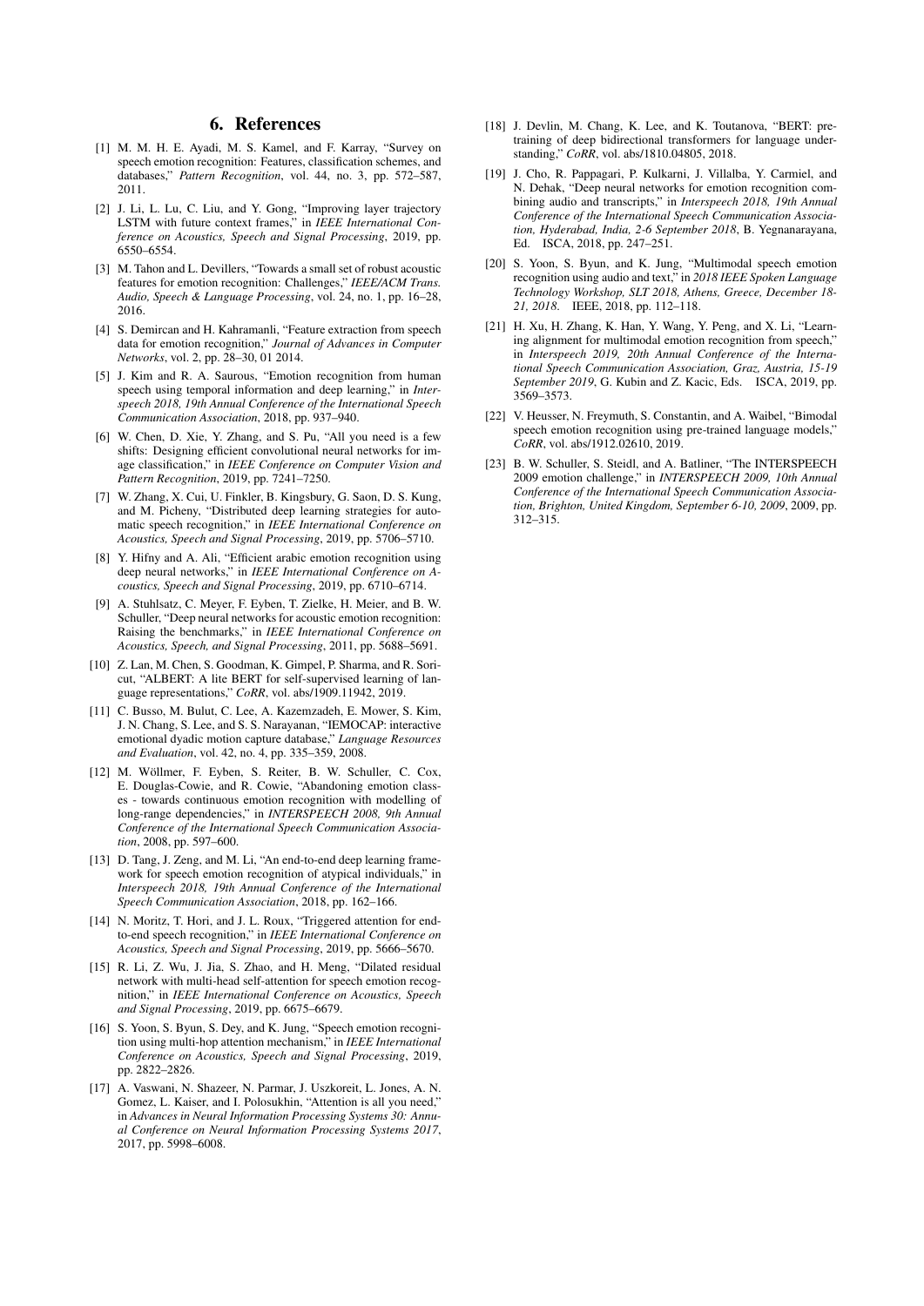## 6. References

[1] M. M. H. E. Ayadi, M. S. Kamel, and F. Karray, "Survey on speech emotion recognition: Features, classification schemes, and databases," *Pattern Recognition*, vol. 44, no. 3, pp. 572–587, 2011.

[2] J. Li, L. Lu, C. Liu, and Y. Gong, "Improving layer trajectory LSTM with future context frames," in *IEEE International Conference on Acoustics, Speech and Signal Processing*, 2019, pp. 6550–6554.

[3] M. Tahon and L. Devillers, "Towards a small set of robust acoustic features for emotion recognition: Challenges," *IEEE/ACM Trans. Audio, Speech & Language Processing*, vol. 24, no. 1, pp. 16–28, 2016.

[4] S. Demircan and H. Kahramanli, "Feature extraction from speech data for emotion recognition," *Journal of Advances in Computer Networks*, vol. 2, pp. 28–30, 01 2014.

[5] J. Kim and R. A. Saurous, "Emotion recognition from human speech using temporal information and deep learning," in *Interspeech 2018, 19th Annual Conference of the International Speech Communication Association*, 2018, pp. 937–940.

[6] W. Chen, D. Xie, Y. Zhang, and S. Pu, "All you need is a few shifts: Designing efficient convolutional neural networks for image classification," in *IEEE Conference on Computer Vision and Pattern Recognition*, 2019, pp. 7241–7250.

[7] W. Zhang, X. Cui, U. Finkler, B. Kingsbury, G. Saon, D. S. Kung, and M. Picheny, "Distributed deep learning strategies for automatic speech recognition," in *IEEE International Conference on Acoustics, Speech and Signal Processing*, 2019, pp. 5706–5710.

[8] Y. Hifny and A. Ali, "Efficient arabic emotion recognition using deep neural networks," in *IEEE International Conference on Acoustics, Speech and Signal Processing*, 2019, pp. 6710–6714.

[9] A. Stuhlsatz, C. Meyer, F. Eyben, T. Zielke, H. Meier, and B. W. Schuller, "Deep neural networks for acoustic emotion recognition: Raising the benchmarks," in *IEEE International Conference on Acoustics, Speech, and Signal Processing*, 2011, pp. 5688–5691.

[10] Z. Lan, M. Chen, S. Goodman, K. Gimpel, P. Sharma, and R. Soricut, "ALBERT: A lite BERT for self-supervised learning of language representations," *CoRR*, vol. abs/1909.11942, 2019.

[11] C. Busso, M. Bulut, C. Lee, A. Kazemzadeh, E. Mower, S. Kim, J. N. Chang, S. Lee, and S. S. Narayanan, "IEMOCAP: interactive emotional dyadic motion capture database," *Language Resources and Evaluation*, vol. 42, no. 4, pp. 335–359, 2008.

[12] M. Wöllmer, F. Eyben, S. Reiter, B. W. Schuller, C. Cox, E. Douglas-Cowie, and R. Cowie, "Abandoning emotion classes - towards continuous emotion recognition with modelling of long-range dependencies," in *INTERSPEECH 2008, 9th Annual Conference of the International Speech Communication Association*, 2008, pp. 597–600.

[13] D. Tang, J. Zeng, and M. Li, "An end-to-end deep learning framework for speech emotion recognition of atypical individuals," in *Interspeech 2018, 19th Annual Conference of the International Speech Communication Association*, 2018, pp. 162–166.

[14] N. Moritz, T. Hori, and J. L. Roux, "Triggered attention for end-to-end speech recognition," in *IEEE International Conference on Acoustics, Speech and Signal Processing*, 2019, pp. 5666–5670.

[15] R. Li, Z. Wu, J. Jia, S. Zhao, and H. Meng, "Dilated residual network with multi-head self-attention for speech emotion recognition," in *IEEE International Conference on Acoustics, Speech and Signal Processing*, 2019, pp. 6675–6679.

[16] S. Yoon, S. Byun, S. Dey, and K. Jung, "Speech emotion recognition using multi-hop attention mechanism," in *IEEE International Conference on Acoustics, Speech and Signal Processing*, 2019, pp. 2822–2826.

[17] A. Vaswani, N. Shazeer, N. Parmar, J. Uszkoreit, L. Jones, A. N. Gomez, L. Kaiser, and I. Polosukhin, "Attention is all you need," in *Advances in Neural Information Processing Systems 30: Annual Conference on Neural Information Processing Systems 2017*, 2017, pp. 5998–6008.

[18] J. Devlin, M. Chang, K. Lee, and K. Toutanova, "BERT: pre-training of deep bidirectional transformers for language understanding," *CoRR*, vol. abs/1810.04805, 2018.

[19] J. Cho, R. Pappagari, P. Kulkarni, J. Villalba, Y. Carmiel, and N. Dehak, "Deep neural networks for emotion recognition combining audio and transcripts," in *Interspeech 2018, 19th Annual Conference of the International Speech Communication Association, Hyderabad, India, 2-6 September 2018*, B. Yegnanarayana, Ed. ISCA, 2018, pp. 247–251.

[20] S. Yoon, S. Byun, and K. Jung, "Multimodal speech emotion recognition using audio and text," in *2018 IEEE Spoken Language Technology Workshop, SLT 2018, Athens, Greece, December 18-21, 2018*. IEEE, 2018, pp. 112–118.

[21] H. Xu, H. Zhang, K. Han, Y. Wang, Y. Peng, and X. Li, "Learning alignment for multimodal emotion recognition from speech," in *Interspeech 2019, 20th Annual Conference of the International Speech Communication Association, Graz, Austria, 15-19 September 2019*, G. Kubin and Z. Kacic, Eds. ISCA, 2019, pp. 3569–3573.

[22] V. Heusser, N. Freymuth, S. Constantin, and A. Waibel, "Bimodal speech emotion recognition using pre-trained language models," *CoRR*, vol. abs/1912.02610, 2019.

[23] B. W. Schuller, S. Steidl, and A. Batliner, "The INTERSPEECH 2009 emotion challenge," in *INTERSPEECH 2009, 10th Annual Conference of the International Speech Communication Association, Brighton, United Kingdom, September 6-10, 2009*, 2009, pp. 312–315.